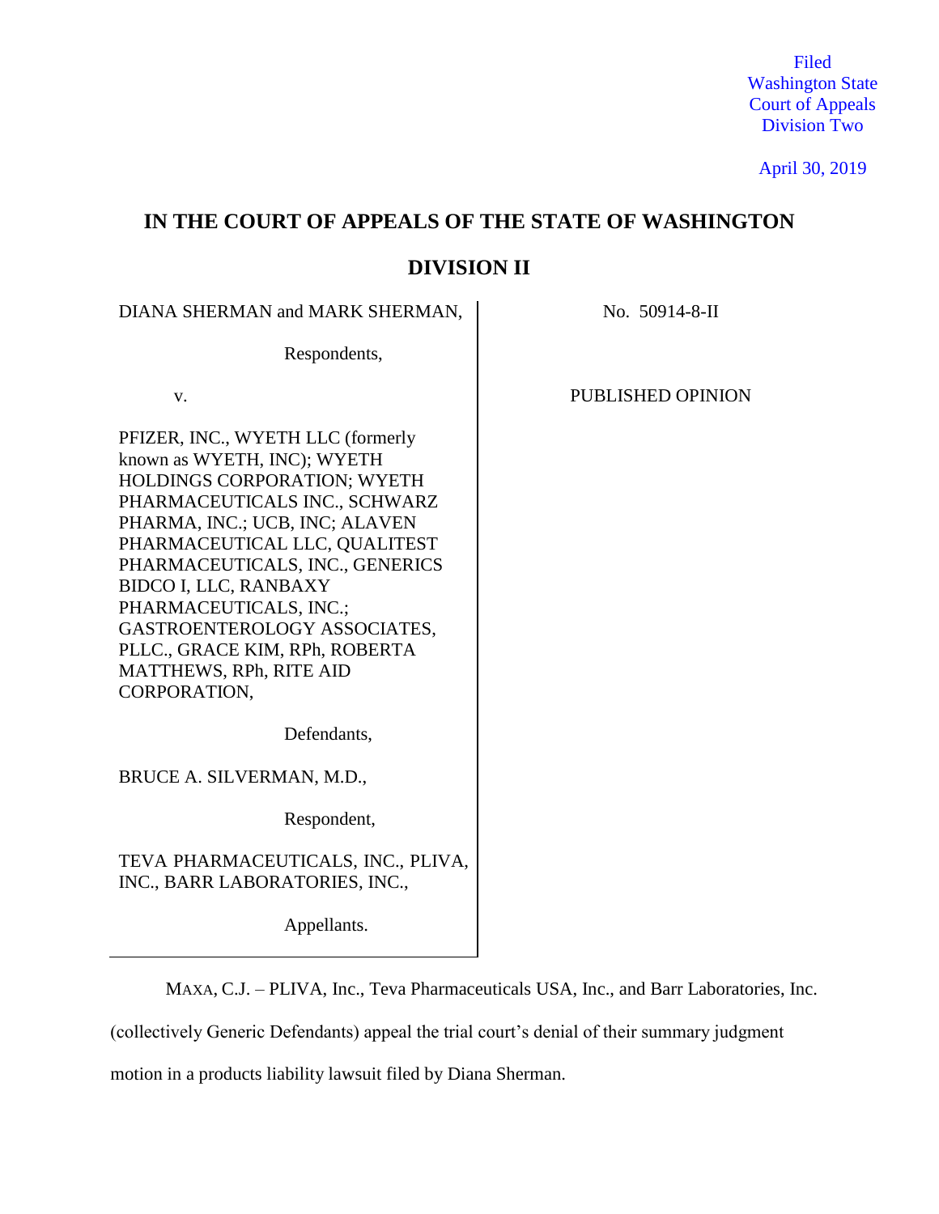Filed
Washington State
Court of Appeals
Division Two

April 30, 2019

# IN THE COURT OF APPEALS OF THE STATE OF WASHINGTON

## DIVISION II

| | |
|---|---|
| DIANA SHERMAN and MARK SHERMAN,<br><br>Respondents,<br><br>v.<br><br>PFIZER, INC., WYETH LLC (formerly known as WYETH, INC); WYETH HOLDINGS CORPORATION; WYETH PHARMACEUTICALS INC., SCHWARZ PHARMA, INC.; UCB, INC; ALAVEN PHARMACEUTICAL LLC, QUALITEST PHARMACEUTICALS, INC., GENERICS BIDCO I, LLC, RANBAXY PHARMACEUTICALS, INC.; GASTROENTEROLOGY ASSOCIATES, PLLC., GRACE KIM, RPh, ROBERTA MATTHEWS, RPh, RITE AID CORPORATION,<br><br>Defendants,<br><br>BRUCE A. SILVERMAN, M.D.,<br><br>Respondent,<br><br>TEVA PHARMACEUTICALS, INC., PLIVA, INC., BARR LABORATORIES, INC.,<br><br>Appellants. | No. 50914-8-II<br><br>PUBLISHED OPINION |

MAXA, C.J. – PLIVA, Inc., Teva Pharmaceuticals USA, Inc., and Barr Laboratories, Inc. (collectively Generic Defendants) appeal the trial court's denial of their summary judgment motion in a products liability lawsuit filed by Diana Sherman.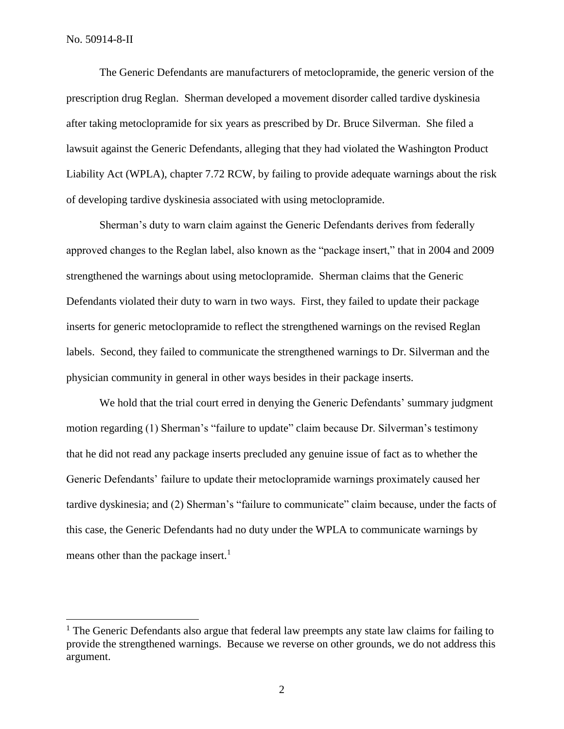The Generic Defendants are manufacturers of metoclopramide, the generic version of the prescription drug Reglan. Sherman developed a movement disorder called tardive dyskinesia after taking metoclopramide for six years as prescribed by Dr. Bruce Silverman. She filed a lawsuit against the Generic Defendants, alleging that they had violated the Washington Product Liability Act (WPLA), chapter 7.72 RCW, by failing to provide adequate warnings about the risk of developing tardive dyskinesia associated with using metoclopramide.

Sherman's duty to warn claim against the Generic Defendants derives from federally approved changes to the Reglan label, also known as the "package insert," that in 2004 and 2009 strengthened the warnings about using metoclopramide. Sherman claims that the Generic Defendants violated their duty to warn in two ways. First, they failed to update their package inserts for generic metoclopramide to reflect the strengthened warnings on the revised Reglan labels. Second, they failed to communicate the strengthened warnings to Dr. Silverman and the physician community in general in other ways besides in their package inserts.

We hold that the trial court erred in denying the Generic Defendants' summary judgment motion regarding (1) Sherman's "failure to update" claim because Dr. Silverman's testimony that he did not read any package inserts precluded any genuine issue of fact as to whether the Generic Defendants' failure to update their metoclopramide warnings proximately caused her tardive dyskinesia; and (2) Sherman's "failure to communicate" claim because, under the facts of this case, the Generic Defendants had no duty under the WPLA to communicate warnings by means other than the package insert.[1]

---

[1] The Generic Defendants also argue that federal law preempts any state law claims for failing to provide the strengthened warnings. Because we reverse on other grounds, we do not address this argument.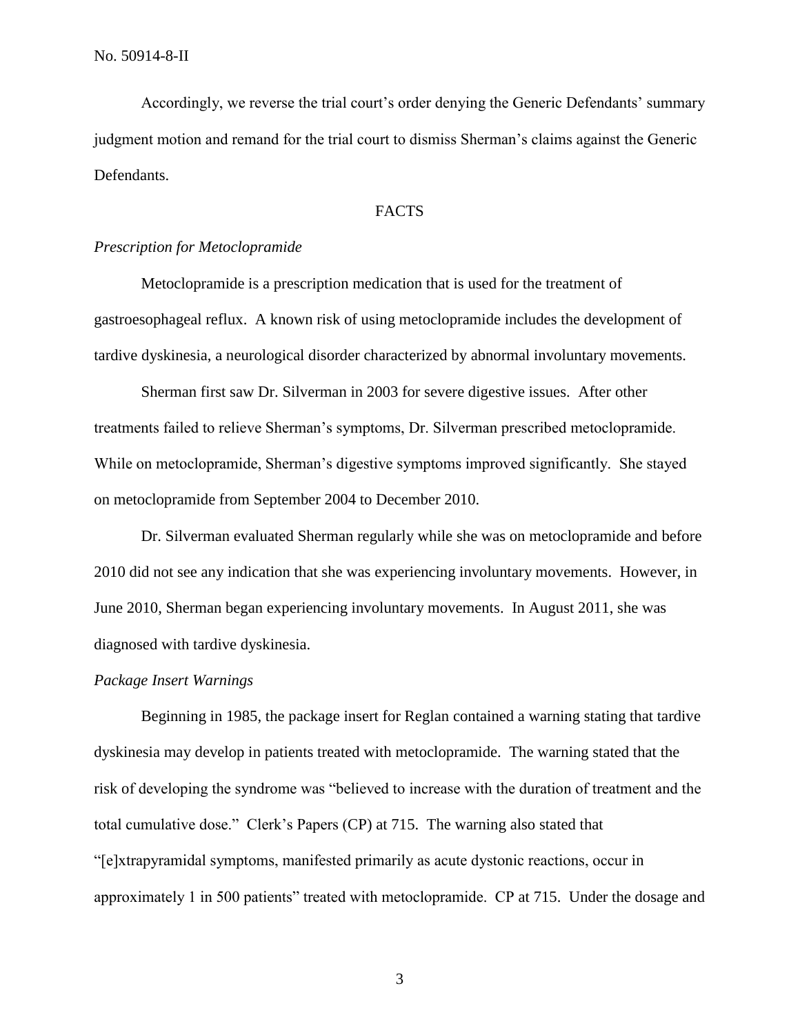Accordingly, we reverse the trial court's order denying the Generic Defendants' summary judgment motion and remand for the trial court to dismiss Sherman's claims against the Generic Defendants.

## FACTS

*Prescription for Metoclopramide*

Metoclopramide is a prescription medication that is used for the treatment of gastroesophageal reflux. A known risk of using metoclopramide includes the development of tardive dyskinesia, a neurological disorder characterized by abnormal involuntary movements.

Sherman first saw Dr. Silverman in 2003 for severe digestive issues. After other treatments failed to relieve Sherman's symptoms, Dr. Silverman prescribed metoclopramide. While on metoclopramide, Sherman's digestive symptoms improved significantly. She stayed on metoclopramide from September 2004 to December 2010.

Dr. Silverman evaluated Sherman regularly while she was on metoclopramide and before 2010 did not see any indication that she was experiencing involuntary movements. However, in June 2010, Sherman began experiencing involuntary movements. In August 2011, she was diagnosed with tardive dyskinesia.

*Package Insert Warnings*

Beginning in 1985, the package insert for Reglan contained a warning stating that tardive dyskinesia may develop in patients treated with metoclopramide. The warning stated that the risk of developing the syndrome was "believed to increase with the duration of treatment and the total cumulative dose." Clerk's Papers (CP) at 715. The warning also stated that "[e]xtrapyramidal symptoms, manifested primarily as acute dystonic reactions, occur in approximately 1 in 500 patients" treated with metoclopramide. CP at 715. Under the dosage and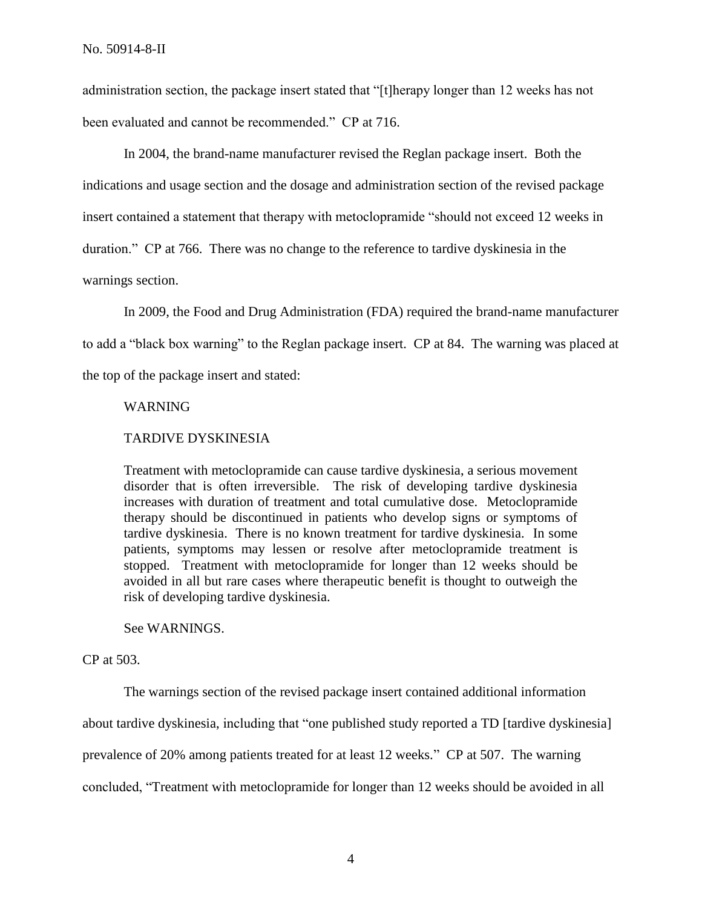administration section, the package insert stated that "[t]herapy longer than 12 weeks has not been evaluated and cannot be recommended." CP at 716.

In 2004, the brand-name manufacturer revised the Reglan package insert. Both the indications and usage section and the dosage and administration section of the revised package insert contained a statement that therapy with metoclopramide "should not exceed 12 weeks in duration." CP at 766. There was no change to the reference to tardive dyskinesia in the warnings section.

In 2009, the Food and Drug Administration (FDA) required the brand-name manufacturer to add a "black box warning" to the Reglan package insert. CP at 84. The warning was placed at the top of the package insert and stated:

> WARNING
>
> TARDIVE DYSKINESIA
>
> Treatment with metoclopramide can cause tardive dyskinesia, a serious movement disorder that is often irreversible. The risk of developing tardive dyskinesia increases with duration of treatment and total cumulative dose. Metoclopramide therapy should be discontinued in patients who develop signs or symptoms of tardive dyskinesia. There is no known treatment for tardive dyskinesia. In some patients, symptoms may lessen or resolve after metoclopramide treatment is stopped. Treatment with metoclopramide for longer than 12 weeks should be avoided in all but rare cases where therapeutic benefit is thought to outweigh the risk of developing tardive dyskinesia.
>
> See WARNINGS.

CP at 503.

The warnings section of the revised package insert contained additional information about tardive dyskinesia, including that "one published study reported a TD [tardive dyskinesia] prevalence of 20% among patients treated for at least 12 weeks." CP at 507. The warning concluded, "Treatment with metoclopramide for longer than 12 weeks should be avoided in all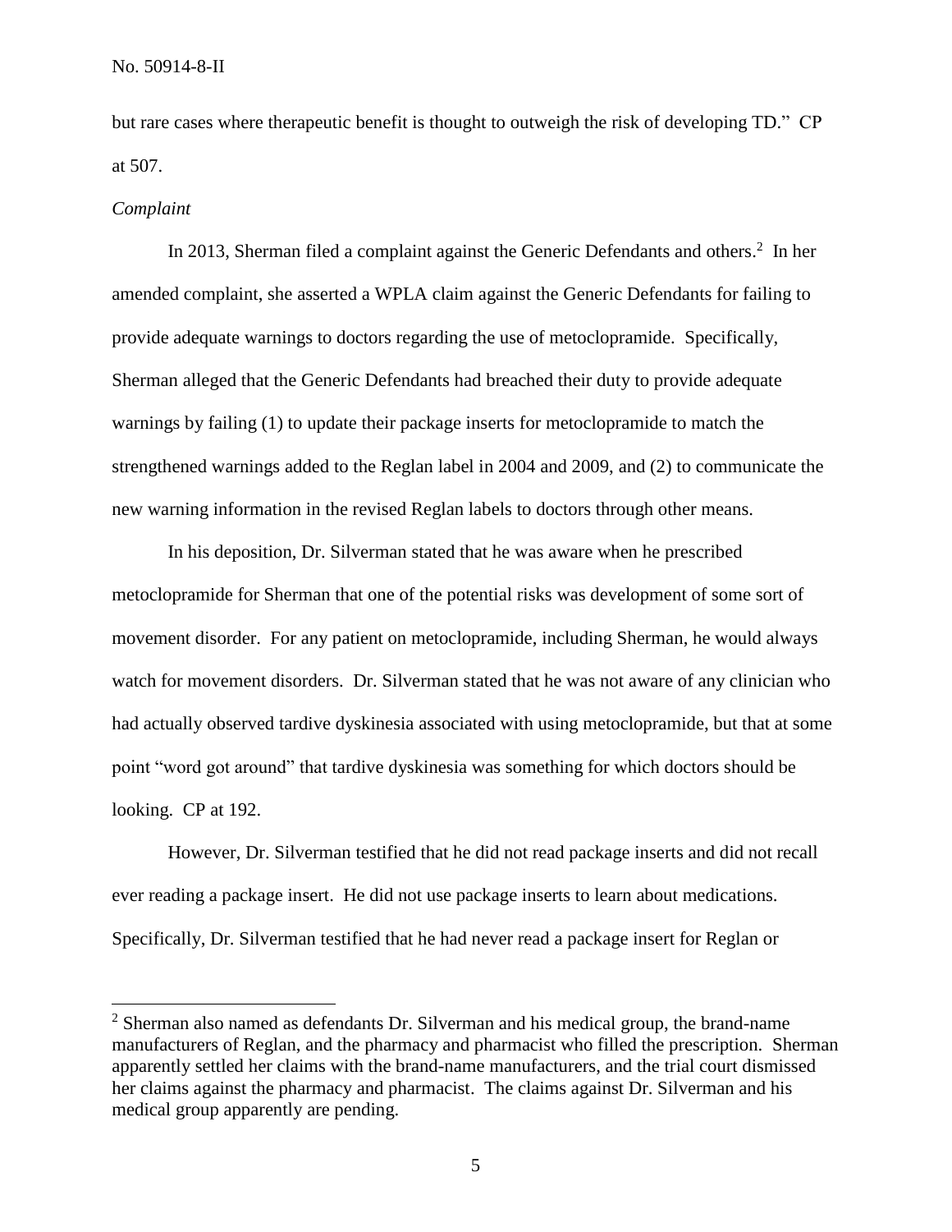but rare cases where therapeutic benefit is thought to outweigh the risk of developing TD." CP at 507.

*Complaint*

In 2013, Sherman filed a complaint against the Generic Defendants and others.[2] In her amended complaint, she asserted a WPLA claim against the Generic Defendants for failing to provide adequate warnings to doctors regarding the use of metoclopramide. Specifically, Sherman alleged that the Generic Defendants had breached their duty to provide adequate warnings by failing (1) to update their package inserts for metoclopramide to match the strengthened warnings added to the Reglan label in 2004 and 2009, and (2) to communicate the new warning information in the revised Reglan labels to doctors through other means.

In his deposition, Dr. Silverman stated that he was aware when he prescribed metoclopramide for Sherman that one of the potential risks was development of some sort of movement disorder. For any patient on metoclopramide, including Sherman, he would always watch for movement disorders. Dr. Silverman stated that he was not aware of any clinician who had actually observed tardive dyskinesia associated with using metoclopramide, but that at some point "word got around" that tardive dyskinesia was something for which doctors should be looking. CP at 192.

However, Dr. Silverman testified that he did not read package inserts and did not recall ever reading a package insert. He did not use package inserts to learn about medications. Specifically, Dr. Silverman testified that he had never read a package insert for Reglan or

---

[2] Sherman also named as defendants Dr. Silverman and his medical group, the brand-name manufacturers of Reglan, and the pharmacy and pharmacist who filled the prescription. Sherman apparently settled her claims with the brand-name manufacturers, and the trial court dismissed her claims against the pharmacy and pharmacist. The claims against Dr. Silverman and his medical group apparently are pending.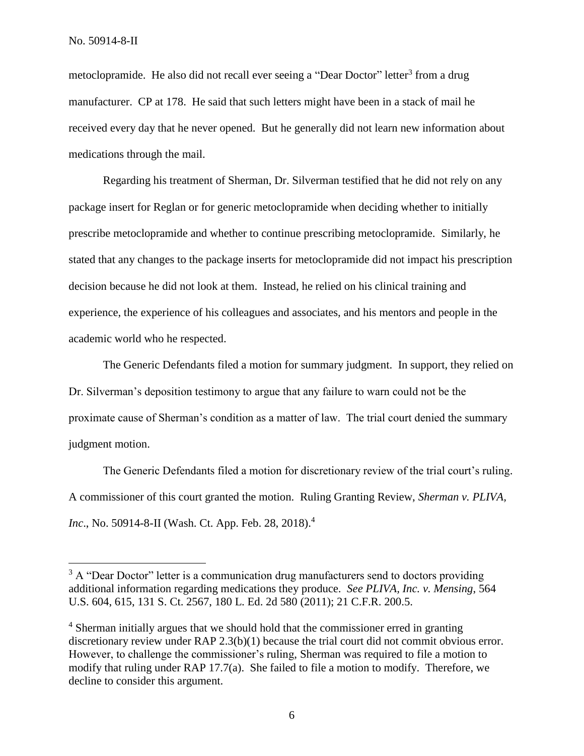metoclopramide. He also did not recall ever seeing a "Dear Doctor" letter[3] from a drug manufacturer. CP at 178. He said that such letters might have been in a stack of mail he received every day that he never opened. But he generally did not learn new information about medications through the mail.

Regarding his treatment of Sherman, Dr. Silverman testified that he did not rely on any package insert for Reglan or for generic metoclopramide when deciding whether to initially prescribe metoclopramide and whether to continue prescribing metoclopramide. Similarly, he stated that any changes to the package inserts for metoclopramide did not impact his prescription decision because he did not look at them. Instead, he relied on his clinical training and experience, the experience of his colleagues and associates, and his mentors and people in the academic world who he respected.

The Generic Defendants filed a motion for summary judgment. In support, they relied on Dr. Silverman's deposition testimony to argue that any failure to warn could not be the proximate cause of Sherman's condition as a matter of law. The trial court denied the summary judgment motion.

The Generic Defendants filed a motion for discretionary review of the trial court's ruling. A commissioner of this court granted the motion. Ruling Granting Review, *Sherman v. PLIVA, Inc*., No. 50914-8-II (Wash. Ct. App. Feb. 28, 2018).[4]

---

[3] A "Dear Doctor" letter is a communication drug manufacturers send to doctors providing additional information regarding medications they produce. *See PLIVA, Inc. v. Mensing*, 564 U.S. 604, 615, 131 S. Ct. 2567, 180 L. Ed. 2d 580 (2011); 21 C.F.R. 200.5.

[4] Sherman initially argues that we should hold that the commissioner erred in granting discretionary review under RAP 2.3(b)(1) because the trial court did not commit obvious error. However, to challenge the commissioner's ruling, Sherman was required to file a motion to modify that ruling under RAP 17.7(a). She failed to file a motion to modify. Therefore, we decline to consider this argument.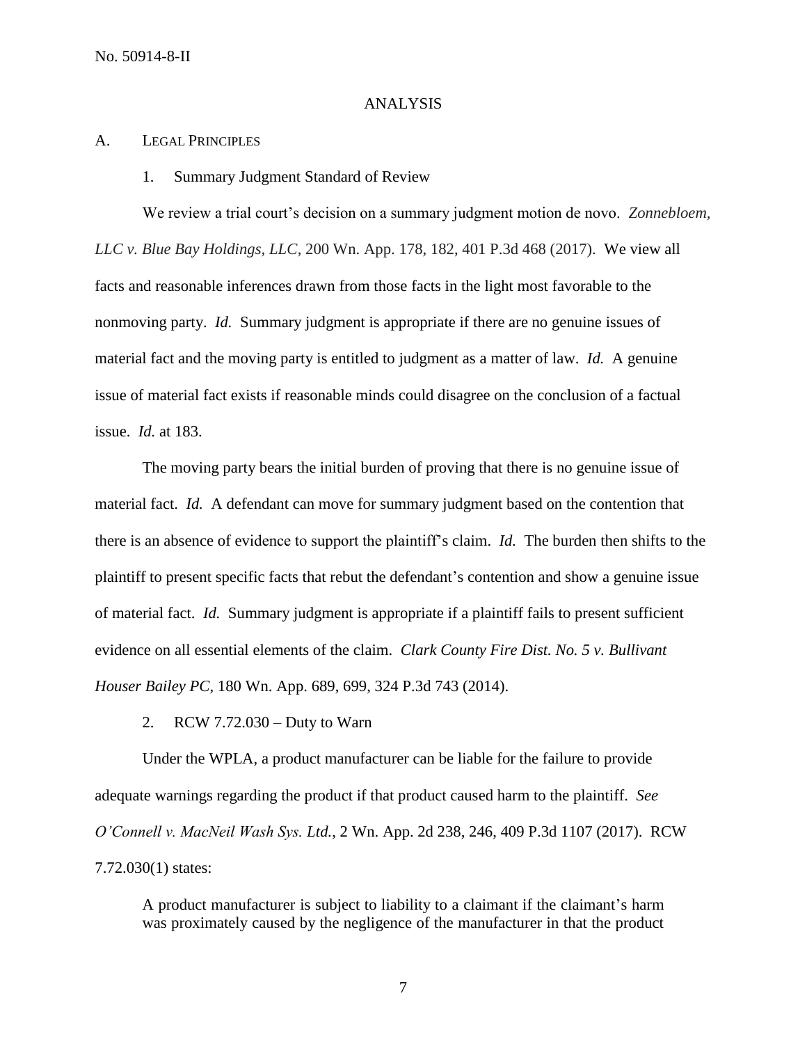## ANALYSIS

### A. Legal Principles

#### 1. Summary Judgment Standard of Review

We review a trial court's decision on a summary judgment motion de novo. *Zonnebloem, LLC v. Blue Bay Holdings, LLC*, 200 Wn. App. 178, 182, 401 P.3d 468 (2017). We view all facts and reasonable inferences drawn from those facts in the light most favorable to the nonmoving party. *Id.* Summary judgment is appropriate if there are no genuine issues of material fact and the moving party is entitled to judgment as a matter of law. *Id.* A genuine issue of material fact exists if reasonable minds could disagree on the conclusion of a factual issue. *Id.* at 183.

The moving party bears the initial burden of proving that there is no genuine issue of material fact. *Id.* A defendant can move for summary judgment based on the contention that there is an absence of evidence to support the plaintiff's claim. *Id.* The burden then shifts to the plaintiff to present specific facts that rebut the defendant's contention and show a genuine issue of material fact. *Id.* Summary judgment is appropriate if a plaintiff fails to present sufficient evidence on all essential elements of the claim. *Clark County Fire Dist. No. 5 v. Bullivant Houser Bailey PC*, 180 Wn. App. 689, 699, 324 P.3d 743 (2014).

#### 2. RCW 7.72.030 – Duty to Warn

Under the WPLA, a product manufacturer can be liable for the failure to provide adequate warnings regarding the product if that product caused harm to the plaintiff. *See O'Connell v. MacNeil Wash Sys. Ltd.*, 2 Wn. App. 2d 238, 246, 409 P.3d 1107 (2017). RCW 7.72.030(1) states:

> A product manufacturer is subject to liability to a claimant if the claimant's harm was proximately caused by the negligence of the manufacturer in that the product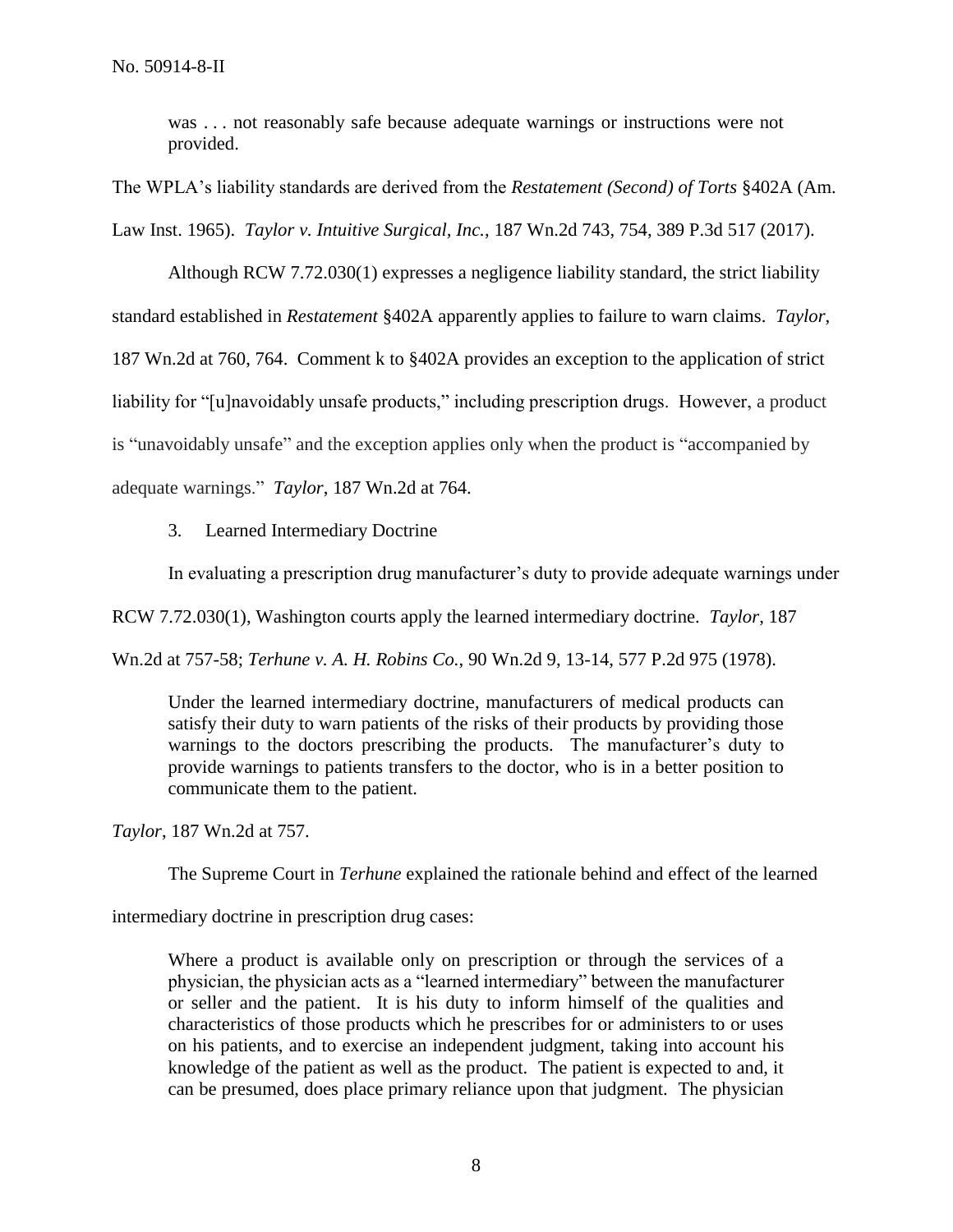> was . . . not reasonably safe because adequate warnings or instructions were not provided.

The WPLA's liability standards are derived from the *Restatement (Second) of Torts* §402A (Am. Law Inst. 1965). *Taylor v. Intuitive Surgical, Inc.*, 187 Wn.2d 743, 754, 389 P.3d 517 (2017).

Although RCW 7.72.030(1) expresses a negligence liability standard, the strict liability standard established in *Restatement* §402A apparently applies to failure to warn claims. *Taylor*, 187 Wn.2d at 760, 764. Comment k to §402A provides an exception to the application of strict liability for "[u]navoidably unsafe products," including prescription drugs. However, a product is "unavoidably unsafe" and the exception applies only when the product is "accompanied by adequate warnings." *Taylor*, 187 Wn.2d at 764.

3. Learned Intermediary Doctrine

In evaluating a prescription drug manufacturer's duty to provide adequate warnings under RCW 7.72.030(1), Washington courts apply the learned intermediary doctrine. *Taylor*, 187 Wn.2d at 757-58; *Terhune v. A. H. Robins Co.*, 90 Wn.2d 9, 13-14, 577 P.2d 975 (1978).

> Under the learned intermediary doctrine, manufacturers of medical products can satisfy their duty to warn patients of the risks of their products by providing those warnings to the doctors prescribing the products. The manufacturer's duty to provide warnings to patients transfers to the doctor, who is in a better position to communicate them to the patient.

*Taylor*, 187 Wn.2d at 757.

The Supreme Court in *Terhune* explained the rationale behind and effect of the learned intermediary doctrine in prescription drug cases:

> Where a product is available only on prescription or through the services of a physician, the physician acts as a "learned intermediary" between the manufacturer or seller and the patient. It is his duty to inform himself of the qualities and characteristics of those products which he prescribes for or administers to or uses on his patients, and to exercise an independent judgment, taking into account his knowledge of the patient as well as the product. The patient is expected to and, it can be presumed, does place primary reliance upon that judgment. The physician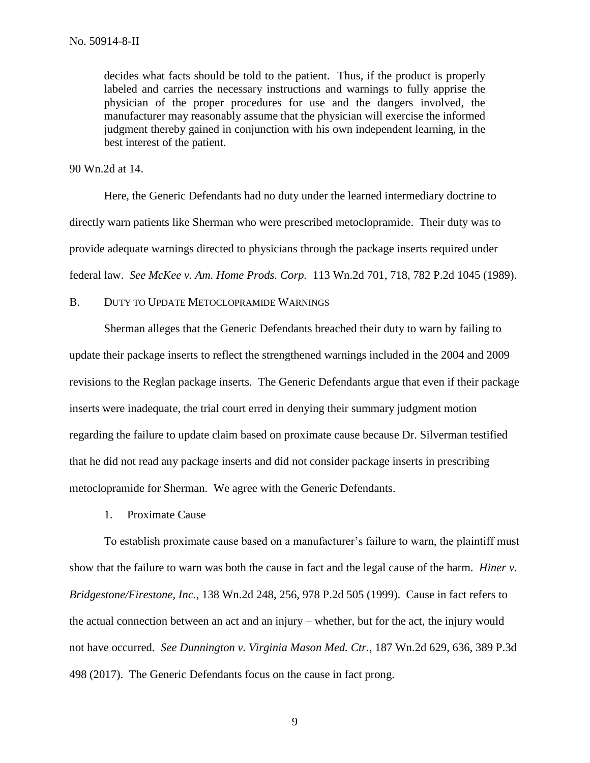> decides what facts should be told to the patient. Thus, if the product is properly labeled and carries the necessary instructions and warnings to fully apprise the physician of the proper procedures for use and the dangers involved, the manufacturer may reasonably assume that the physician will exercise the informed judgment thereby gained in conjunction with his own independent learning, in the best interest of the patient.

90 Wn.2d at 14.

Here, the Generic Defendants had no duty under the learned intermediary doctrine to directly warn patients like Sherman who were prescribed metoclopramide. Their duty was to provide adequate warnings directed to physicians through the package inserts required under federal law. *See McKee v. Am. Home Prods. Corp.* 113 Wn.2d 701, 718, 782 P.2d 1045 (1989).

### B. Duty to Update Metoclopramide Warnings

Sherman alleges that the Generic Defendants breached their duty to warn by failing to update their package inserts to reflect the strengthened warnings included in the 2004 and 2009 revisions to the Reglan package inserts. The Generic Defendants argue that even if their package inserts were inadequate, the trial court erred in denying their summary judgment motion regarding the failure to update claim based on proximate cause because Dr. Silverman testified that he did not read any package inserts and did not consider package inserts in prescribing metoclopramide for Sherman. We agree with the Generic Defendants.

#### 1. Proximate Cause

To establish proximate cause based on a manufacturer's failure to warn, the plaintiff must show that the failure to warn was both the cause in fact and the legal cause of the harm. *Hiner v. Bridgestone/Firestone, Inc.*, 138 Wn.2d 248, 256, 978 P.2d 505 (1999). Cause in fact refers to the actual connection between an act and an injury – whether, but for the act, the injury would not have occurred. *See Dunnington v. Virginia Mason Med. Ctr.*, 187 Wn.2d 629, 636, 389 P.3d 498 (2017). The Generic Defendants focus on the cause in fact prong.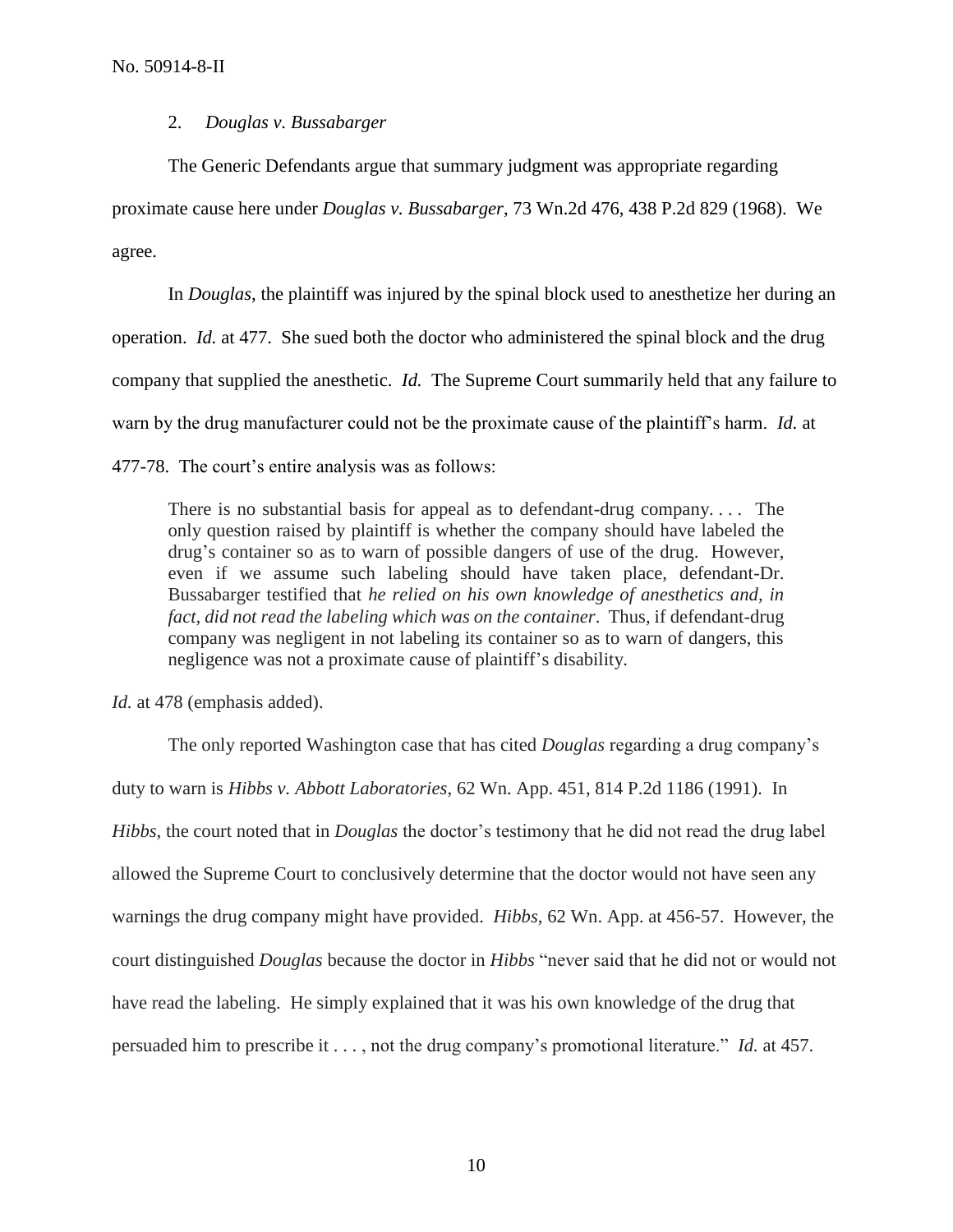### 2. *Douglas v. Bussabarger*

The Generic Defendants argue that summary judgment was appropriate regarding proximate cause here under *Douglas v. Bussabarger*, 73 Wn.2d 476, 438 P.2d 829 (1968). We agree.

In *Douglas*, the plaintiff was injured by the spinal block used to anesthetize her during an operation. *Id.* at 477. She sued both the doctor who administered the spinal block and the drug company that supplied the anesthetic. *Id.* The Supreme Court summarily held that any failure to warn by the drug manufacturer could not be the proximate cause of the plaintiff's harm. *Id.* at 477-78. The court's entire analysis was as follows:

> There is no substantial basis for appeal as to defendant-drug company. . . . The only question raised by plaintiff is whether the company should have labeled the drug's container so as to warn of possible dangers of use of the drug. However, even if we assume such labeling should have taken place, defendant-Dr. Bussabarger testified that *he relied on his own knowledge of anesthetics and, in fact, did not read the labeling which was on the container*. Thus, if defendant-drug company was negligent in not labeling its container so as to warn of dangers, this negligence was not a proximate cause of plaintiff's disability.

*Id.* at 478 (emphasis added).

The only reported Washington case that has cited *Douglas* regarding a drug company's duty to warn is *Hibbs v. Abbott Laboratories*, 62 Wn. App. 451, 814 P.2d 1186 (1991). In *Hibbs*, the court noted that in *Douglas* the doctor's testimony that he did not read the drug label allowed the Supreme Court to conclusively determine that the doctor would not have seen any warnings the drug company might have provided. *Hibbs*, 62 Wn. App. at 456-57. However, the court distinguished *Douglas* because the doctor in *Hibbs* "never said that he did not or would not have read the labeling. He simply explained that it was his own knowledge of the drug that persuaded him to prescribe it . . . , not the drug company's promotional literature." *Id.* at 457.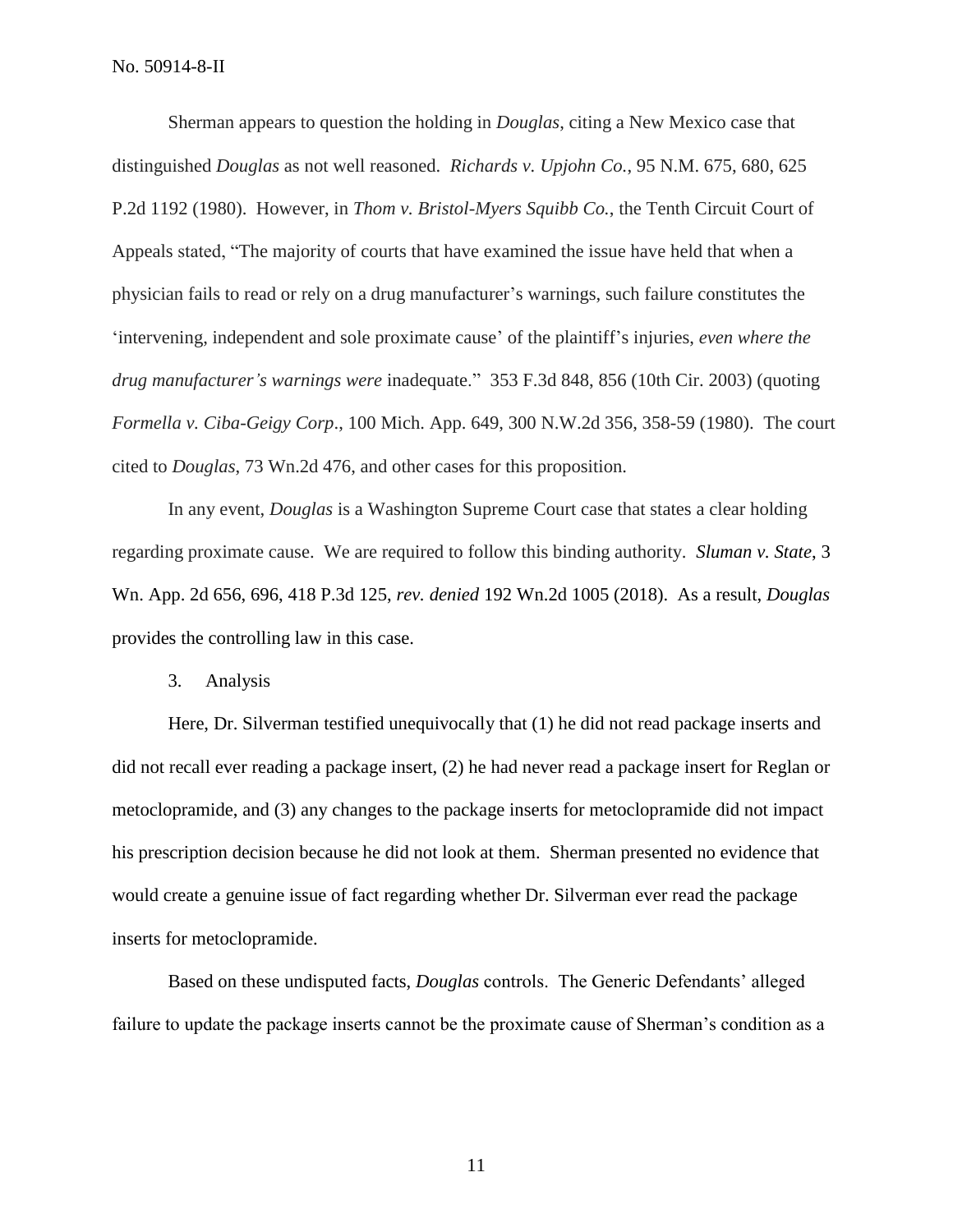Sherman appears to question the holding in *Douglas*, citing a New Mexico case that distinguished *Douglas* as not well reasoned. *Richards v. Upjohn Co.*, 95 N.M. 675, 680, 625 P.2d 1192 (1980). However, in *Thom v. Bristol-Myers Squibb Co.*, the Tenth Circuit Court of Appeals stated, "The majority of courts that have examined the issue have held that when a physician fails to read or rely on a drug manufacturer's warnings, such failure constitutes the 'intervening, independent and sole proximate cause' of the plaintiff's injuries, *even where the drug manufacturer's warnings were* inadequate." 353 F.3d 848, 856 (10th Cir. 2003) (quoting *Formella v. Ciba-Geigy Corp*., 100 Mich. App. 649, 300 N.W.2d 356, 358-59 (1980). The court cited to *Douglas*, 73 Wn.2d 476, and other cases for this proposition.

In any event, *Douglas* is a Washington Supreme Court case that states a clear holding regarding proximate cause. We are required to follow this binding authority. *Sluman v. State*, 3 Wn. App. 2d 656, 696, 418 P.3d 125, *rev. denied* 192 Wn.2d 1005 (2018). As a result, *Douglas* provides the controlling law in this case.

3. Analysis

Here, Dr. Silverman testified unequivocally that (1) he did not read package inserts and did not recall ever reading a package insert, (2) he had never read a package insert for Reglan or metoclopramide, and (3) any changes to the package inserts for metoclopramide did not impact his prescription decision because he did not look at them. Sherman presented no evidence that would create a genuine issue of fact regarding whether Dr. Silverman ever read the package inserts for metoclopramide.

Based on these undisputed facts, *Douglas* controls. The Generic Defendants' alleged failure to update the package inserts cannot be the proximate cause of Sherman's condition as a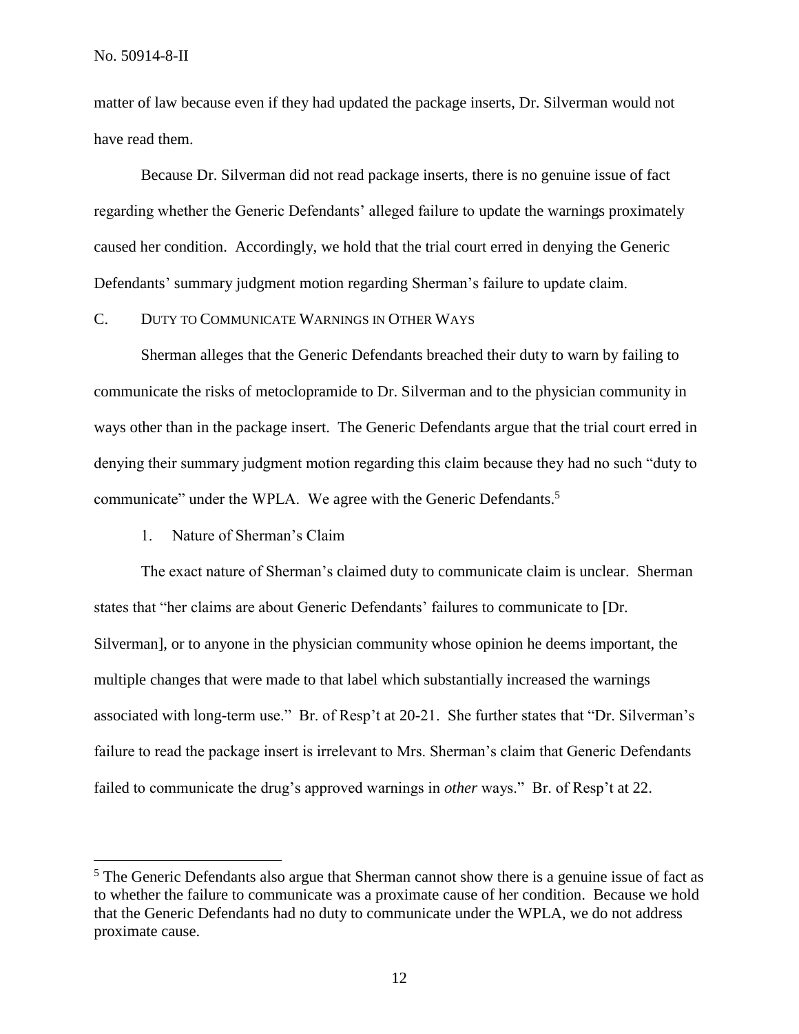matter of law because even if they had updated the package inserts, Dr. Silverman would not have read them.

Because Dr. Silverman did not read package inserts, there is no genuine issue of fact regarding whether the Generic Defendants' alleged failure to update the warnings proximately caused her condition. Accordingly, we hold that the trial court erred in denying the Generic Defendants' summary judgment motion regarding Sherman's failure to update claim.

C. DUTY TO COMMUNICATE WARNINGS IN OTHER WAYS

Sherman alleges that the Generic Defendants breached their duty to warn by failing to communicate the risks of metoclopramide to Dr. Silverman and to the physician community in ways other than in the package insert. The Generic Defendants argue that the trial court erred in denying their summary judgment motion regarding this claim because they had no such "duty to communicate" under the WPLA. We agree with the Generic Defendants.[5]

1. Nature of Sherman's Claim

The exact nature of Sherman's claimed duty to communicate claim is unclear. Sherman states that "her claims are about Generic Defendants' failures to communicate to [Dr. Silverman], or to anyone in the physician community whose opinion he deems important, the multiple changes that were made to that label which substantially increased the warnings associated with long-term use." Br. of Resp't at 20-21. She further states that "Dr. Silverman's failure to read the package insert is irrelevant to Mrs. Sherman's claim that Generic Defendants failed to communicate the drug's approved warnings in *other* ways." Br. of Resp't at 22.

---

[5] The Generic Defendants also argue that Sherman cannot show there is a genuine issue of fact as to whether the failure to communicate was a proximate cause of her condition. Because we hold that the Generic Defendants had no duty to communicate under the WPLA, we do not address proximate cause.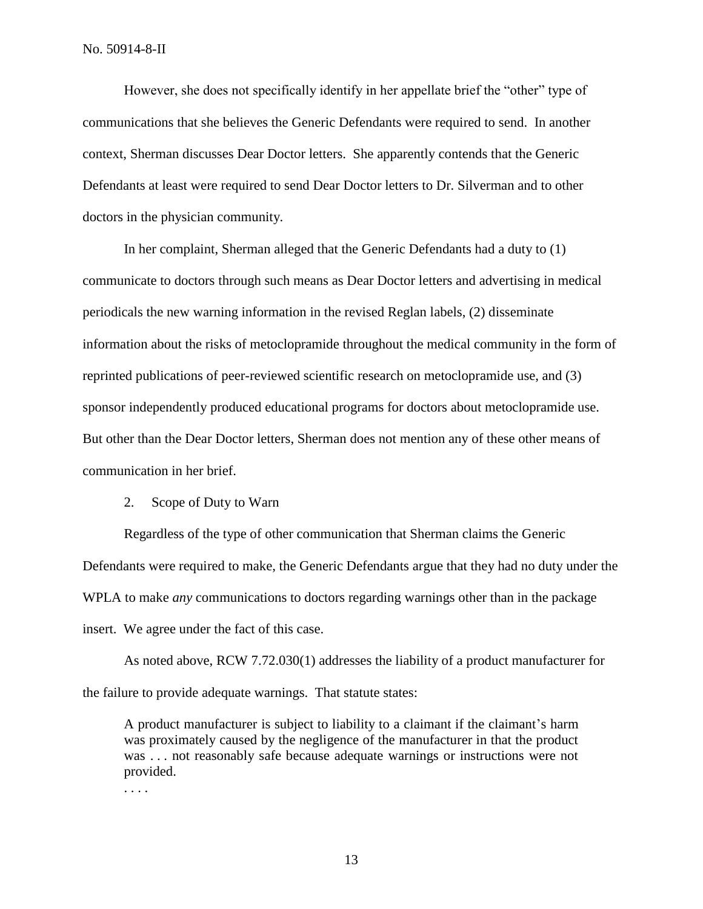However, she does not specifically identify in her appellate brief the "other" type of communications that she believes the Generic Defendants were required to send. In another context, Sherman discusses Dear Doctor letters. She apparently contends that the Generic Defendants at least were required to send Dear Doctor letters to Dr. Silverman and to other doctors in the physician community.

In her complaint, Sherman alleged that the Generic Defendants had a duty to (1) communicate to doctors through such means as Dear Doctor letters and advertising in medical periodicals the new warning information in the revised Reglan labels, (2) disseminate information about the risks of metoclopramide throughout the medical community in the form of reprinted publications of peer-reviewed scientific research on metoclopramide use, and (3) sponsor independently produced educational programs for doctors about metoclopramide use. But other than the Dear Doctor letters, Sherman does not mention any of these other means of communication in her brief.

2. Scope of Duty to Warn

Regardless of the type of other communication that Sherman claims the Generic Defendants were required to make, the Generic Defendants argue that they had no duty under the WPLA to make *any* communications to doctors regarding warnings other than in the package insert. We agree under the fact of this case.

As noted above, RCW 7.72.030(1) addresses the liability of a product manufacturer for the failure to provide adequate warnings. That statute states:

> A product manufacturer is subject to liability to a claimant if the claimant's harm was proximately caused by the negligence of the manufacturer in that the product was . . . not reasonably safe because adequate warnings or instructions were not provided.
>
> . . . .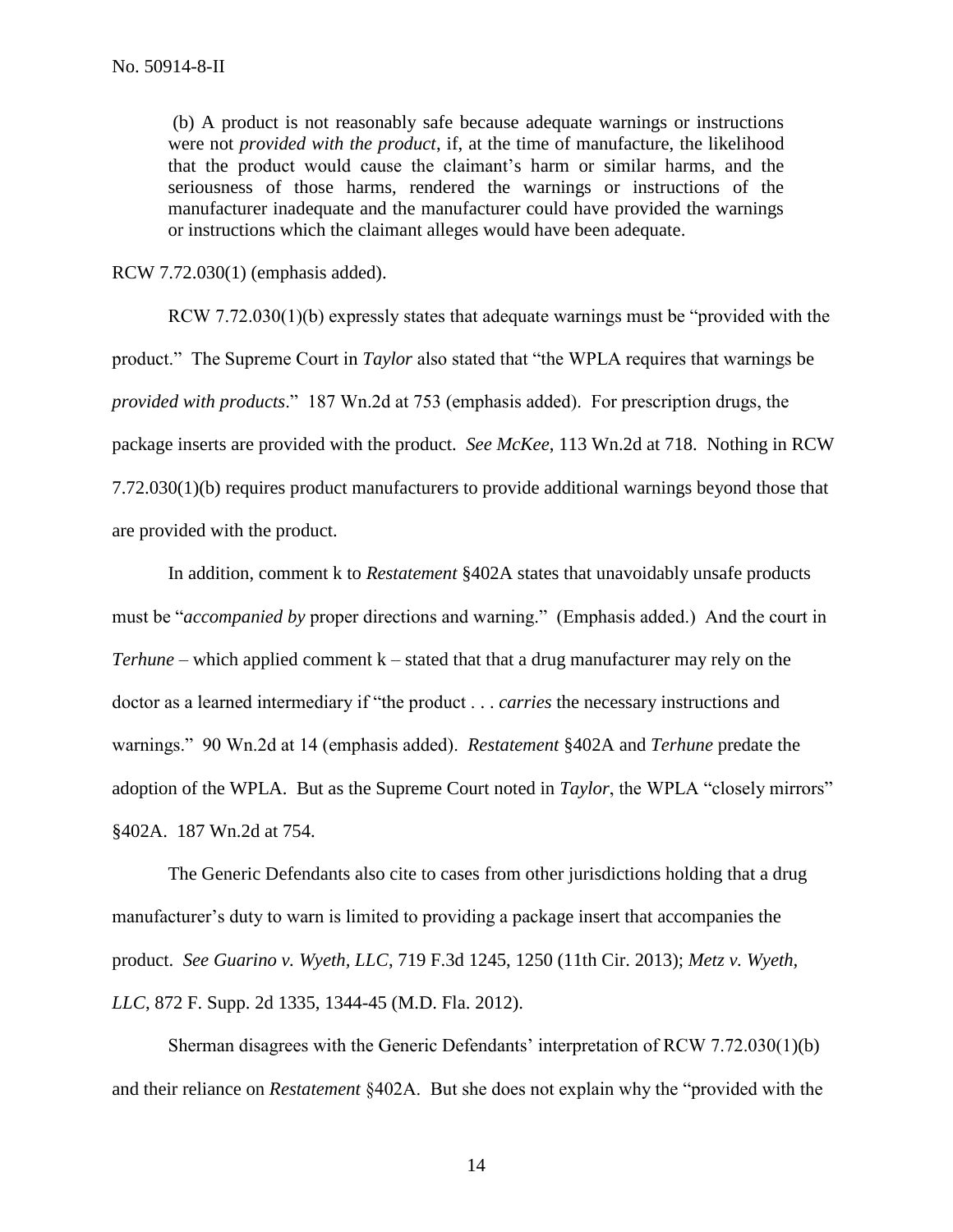> (b) A product is not reasonably safe because adequate warnings or instructions were not *provided with the product*, if, at the time of manufacture, the likelihood that the product would cause the claimant's harm or similar harms, and the seriousness of those harms, rendered the warnings or instructions of the manufacturer inadequate and the manufacturer could have provided the warnings or instructions which the claimant alleges would have been adequate.

RCW 7.72.030(1) (emphasis added).

RCW 7.72.030(1)(b) expressly states that adequate warnings must be "provided with the product." The Supreme Court in *Taylor* also stated that "the WPLA requires that warnings be *provided with products*." 187 Wn.2d at 753 (emphasis added). For prescription drugs, the package inserts are provided with the product. *See McKee*, 113 Wn.2d at 718. Nothing in RCW 7.72.030(1)(b) requires product manufacturers to provide additional warnings beyond those that are provided with the product.

In addition, comment k to *Restatement* §402A states that unavoidably unsafe products must be "*accompanied by* proper directions and warning." (Emphasis added.) And the court in *Terhune* – which applied comment k – stated that that a drug manufacturer may rely on the doctor as a learned intermediary if "the product . . . *carries* the necessary instructions and warnings." 90 Wn.2d at 14 (emphasis added). *Restatement* §402A and *Terhune* predate the adoption of the WPLA. But as the Supreme Court noted in *Taylor*, the WPLA "closely mirrors" §402A. 187 Wn.2d at 754.

The Generic Defendants also cite to cases from other jurisdictions holding that a drug manufacturer's duty to warn is limited to providing a package insert that accompanies the product. *See Guarino v. Wyeth, LLC*, 719 F.3d 1245, 1250 (11th Cir. 2013); *Metz v. Wyeth, LLC*, 872 F. Supp. 2d 1335, 1344-45 (M.D. Fla. 2012).

Sherman disagrees with the Generic Defendants' interpretation of RCW 7.72.030(1)(b) and their reliance on *Restatement* §402A. But she does not explain why the "provided with the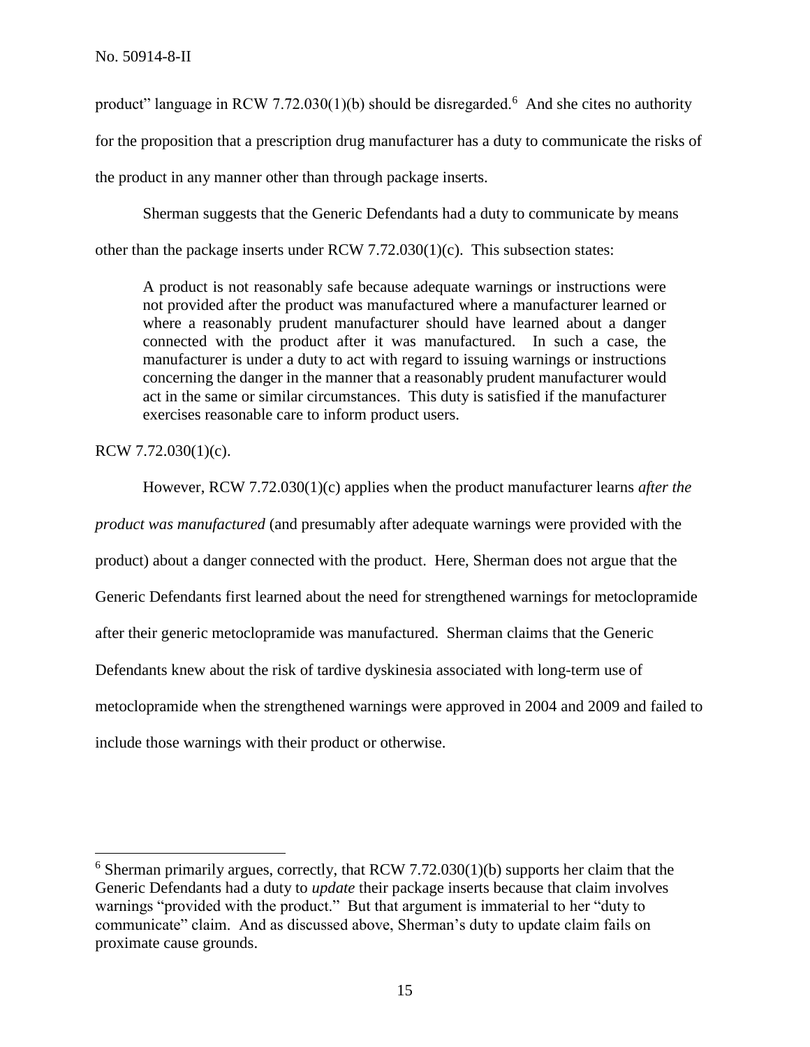product" language in RCW 7.72.030(1)(b) should be disregarded.[6] And she cites no authority for the proposition that a prescription drug manufacturer has a duty to communicate the risks of the product in any manner other than through package inserts.

Sherman suggests that the Generic Defendants had a duty to communicate by means other than the package inserts under RCW 7.72.030(1)(c). This subsection states:

> A product is not reasonably safe because adequate warnings or instructions were not provided after the product was manufactured where a manufacturer learned or where a reasonably prudent manufacturer should have learned about a danger connected with the product after it was manufactured. In such a case, the manufacturer is under a duty to act with regard to issuing warnings or instructions concerning the danger in the manner that a reasonably prudent manufacturer would act in the same or similar circumstances. This duty is satisfied if the manufacturer exercises reasonable care to inform product users.

RCW 7.72.030(1)(c).

However, RCW 7.72.030(1)(c) applies when the product manufacturer learns *after the product was manufactured* (and presumably after adequate warnings were provided with the product) about a danger connected with the product. Here, Sherman does not argue that the Generic Defendants first learned about the need for strengthened warnings for metoclopramide after their generic metoclopramide was manufactured. Sherman claims that the Generic Defendants knew about the risk of tardive dyskinesia associated with long-term use of metoclopramide when the strengthened warnings were approved in 2004 and 2009 and failed to include those warnings with their product or otherwise.

---

[6] Sherman primarily argues, correctly, that RCW 7.72.030(1)(b) supports her claim that the Generic Defendants had a duty to *update* their package inserts because that claim involves warnings "provided with the product." But that argument is immaterial to her "duty to communicate" claim. And as discussed above, Sherman's duty to update claim fails on proximate cause grounds.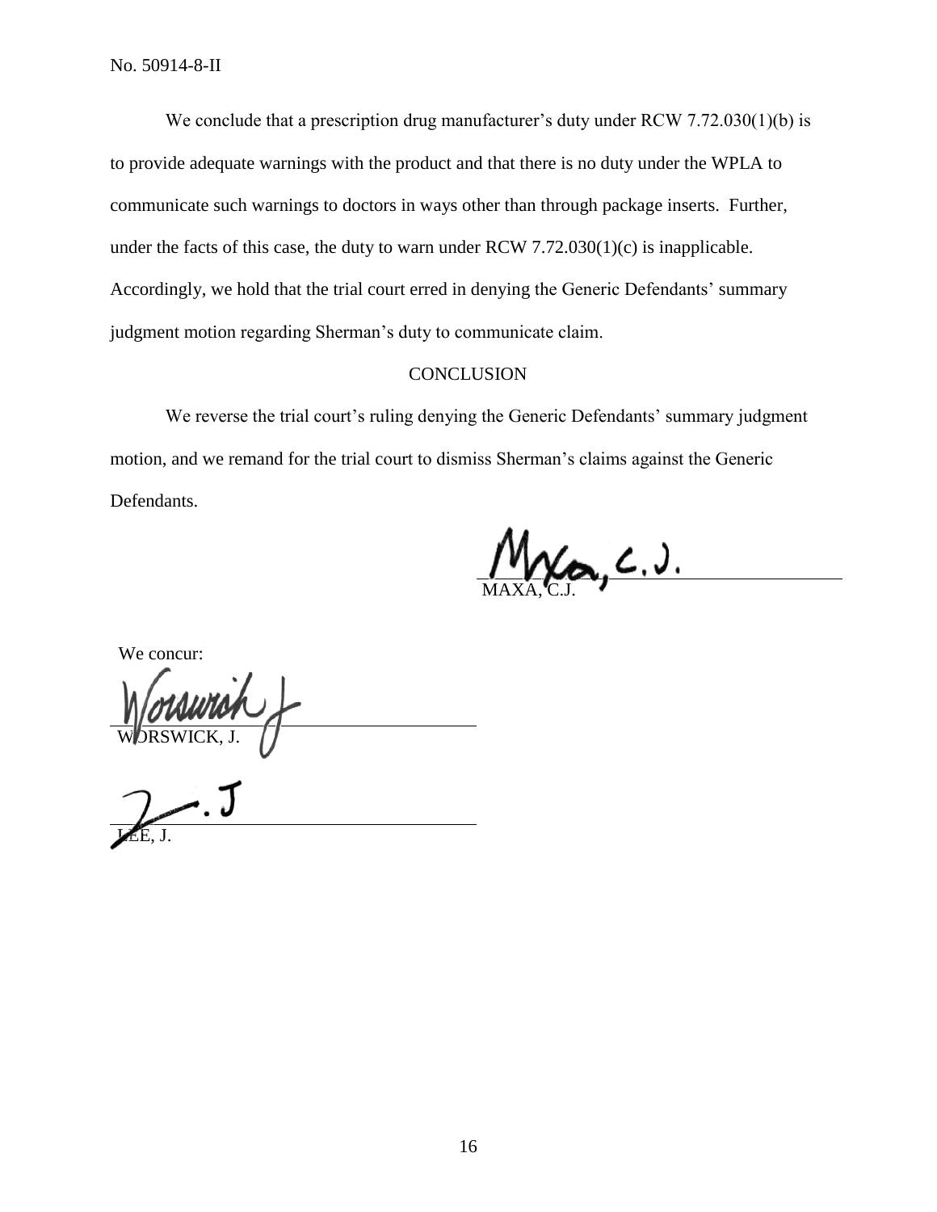We conclude that a prescription drug manufacturer's duty under RCW 7.72.030(1)(b) is to provide adequate warnings with the product and that there is no duty under the WPLA to communicate such warnings to doctors in ways other than through package inserts. Further, under the facts of this case, the duty to warn under RCW 7.72.030(1)(c) is inapplicable. Accordingly, we hold that the trial court erred in denying the Generic Defendants' summary judgment motion regarding Sherman's duty to communicate claim.

## CONCLUSION

We reverse the trial court's ruling denying the Generic Defendants' summary judgment motion, and we remand for the trial court to dismiss Sherman's claims against the Generic Defendants.

MAXA, C.J.

We concur:

WORSWICK, J.

LEE, J.